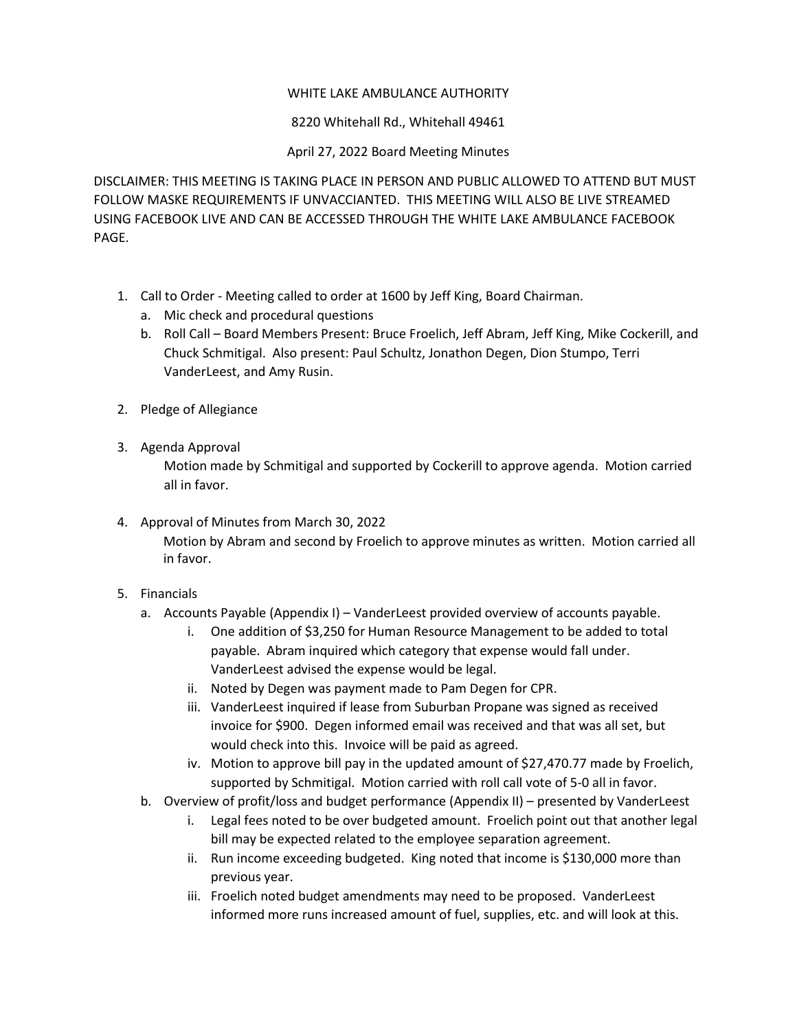WHITE LAKE AMBULANCE AUTHORITY

8220 Whitehall Rd., Whitehall 49461

April 27, 2022 Board Meeting Minutes

DISCLAIMER: THIS MEETING IS TAKING PLACE IN PERSON AND PUBLIC ALLOWED TO ATTEND BUT MUST FOLLOW MASKE REQUIREMENTS IF UNVACCIANTED. THIS MEETING WILL ALSO BE LIVE STREAMED USING FACEBOOK LIVE AND CAN BE ACCESSED THROUGH THE WHITE LAKE AMBULANCE FACEBOOK PAGE.

1. Call to Order - Meeting called to order at 1600 by Jeff King, Board Chairman.
   a. Mic check and procedural questions
   b. Roll Call – Board Members Present: Bruce Froelich, Jeff Abram, Jeff King, Mike Cockerill, and Chuck Schmitigal. Also present: Paul Schultz, Jonathon Degen, Dion Stumpo, Terri VanderLeest, and Amy Rusin.

2. Pledge of Allegiance

3. Agenda Approval

   Motion made by Schmitigal and supported by Cockerill to approve agenda. Motion carried all in favor.

4. Approval of Minutes from March 30, 2022

   Motion by Abram and second by Froelich to approve minutes as written. Motion carried all in favor.

5. Financials
   a. Accounts Payable (Appendix I) – VanderLeest provided overview of accounts payable.
      i. One addition of $3,250 for Human Resource Management to be added to total payable. Abram inquired which category that expense would fall under. VanderLeest advised the expense would be legal.
      ii. Noted by Degen was payment made to Pam Degen for CPR.
      iii. VanderLeest inquired if lease from Suburban Propane was signed as received invoice for $900. Degen informed email was received and that was all set, but would check into this. Invoice will be paid as agreed.
      iv. Motion to approve bill pay in the updated amount of $27,470.77 made by Froelich, supported by Schmitigal. Motion carried with roll call vote of 5-0 all in favor.
   b. Overview of profit/loss and budget performance (Appendix II) – presented by VanderLeest
      i. Legal fees noted to be over budgeted amount. Froelich point out that another legal bill may be expected related to the employee separation agreement.
      ii. Run income exceeding budgeted. King noted that income is $130,000 more than previous year.
      iii. Froelich noted budget amendments may need to be proposed. VanderLeest informed more runs increased amount of fuel, supplies, etc. and will look at this.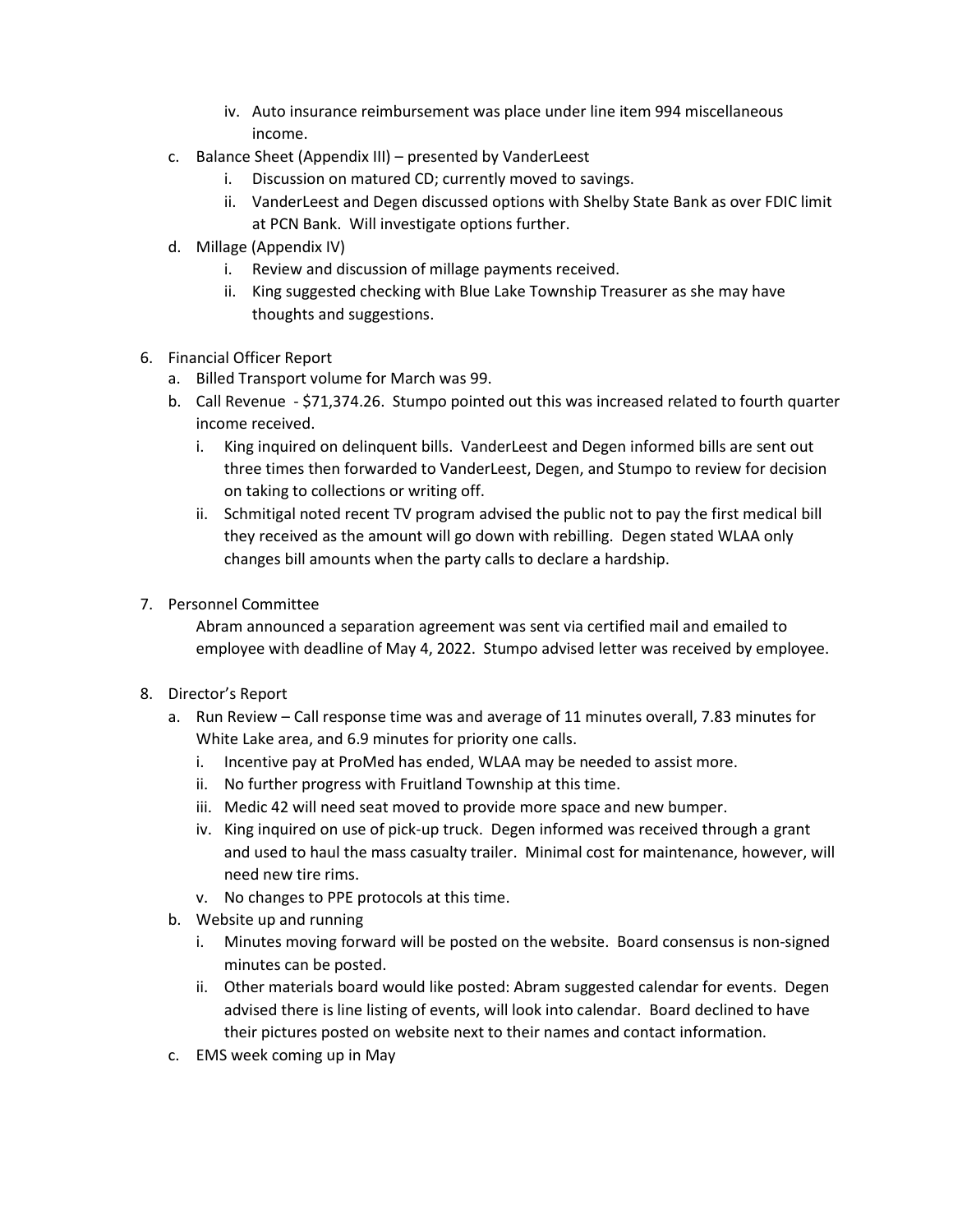iv. Auto insurance reimbursement was place under line item 994 miscellaneous income.

c. Balance Sheet (Appendix III) – presented by VanderLeest
   i. Discussion on matured CD; currently moved to savings.
   ii. VanderLeest and Degen discussed options with Shelby State Bank as over FDIC limit at PCN Bank. Will investigate options further.

d. Millage (Appendix IV)
   i. Review and discussion of millage payments received.
   ii. King suggested checking with Blue Lake Township Treasurer as she may have thoughts and suggestions.

6. Financial Officer Report
   a. Billed Transport volume for March was 99.
   b. Call Revenue - $71,374.26. Stumpo pointed out this was increased related to fourth quarter income received.
      i. King inquired on delinquent bills. VanderLeest and Degen informed bills are sent out three times then forwarded to VanderLeest, Degen, and Stumpo to review for decision on taking to collections or writing off.
      ii. Schmitigal noted recent TV program advised the public not to pay the first medical bill they received as the amount will go down with rebilling. Degen stated WLAA only changes bill amounts when the party calls to declare a hardship.

7. Personnel Committee

   Abram announced a separation agreement was sent via certified mail and emailed to employee with deadline of May 4, 2022. Stumpo advised letter was received by employee.

8. Director's Report
   a. Run Review – Call response time was and average of 11 minutes overall, 7.83 minutes for White Lake area, and 6.9 minutes for priority one calls.
      i. Incentive pay at ProMed has ended, WLAA may be needed to assist more.
      ii. No further progress with Fruitland Township at this time.
      iii. Medic 42 will need seat moved to provide more space and new bumper.
      iv. King inquired on use of pick-up truck. Degen informed was received through a grant and used to haul the mass casualty trailer. Minimal cost for maintenance, however, will need new tire rims.
      v. No changes to PPE protocols at this time.
   b. Website up and running
      i. Minutes moving forward will be posted on the website. Board consensus is non-signed minutes can be posted.
      ii. Other materials board would like posted: Abram suggested calendar for events. Degen advised there is line listing of events, will look into calendar. Board declined to have their pictures posted on website next to their names and contact information.
   c. EMS week coming up in May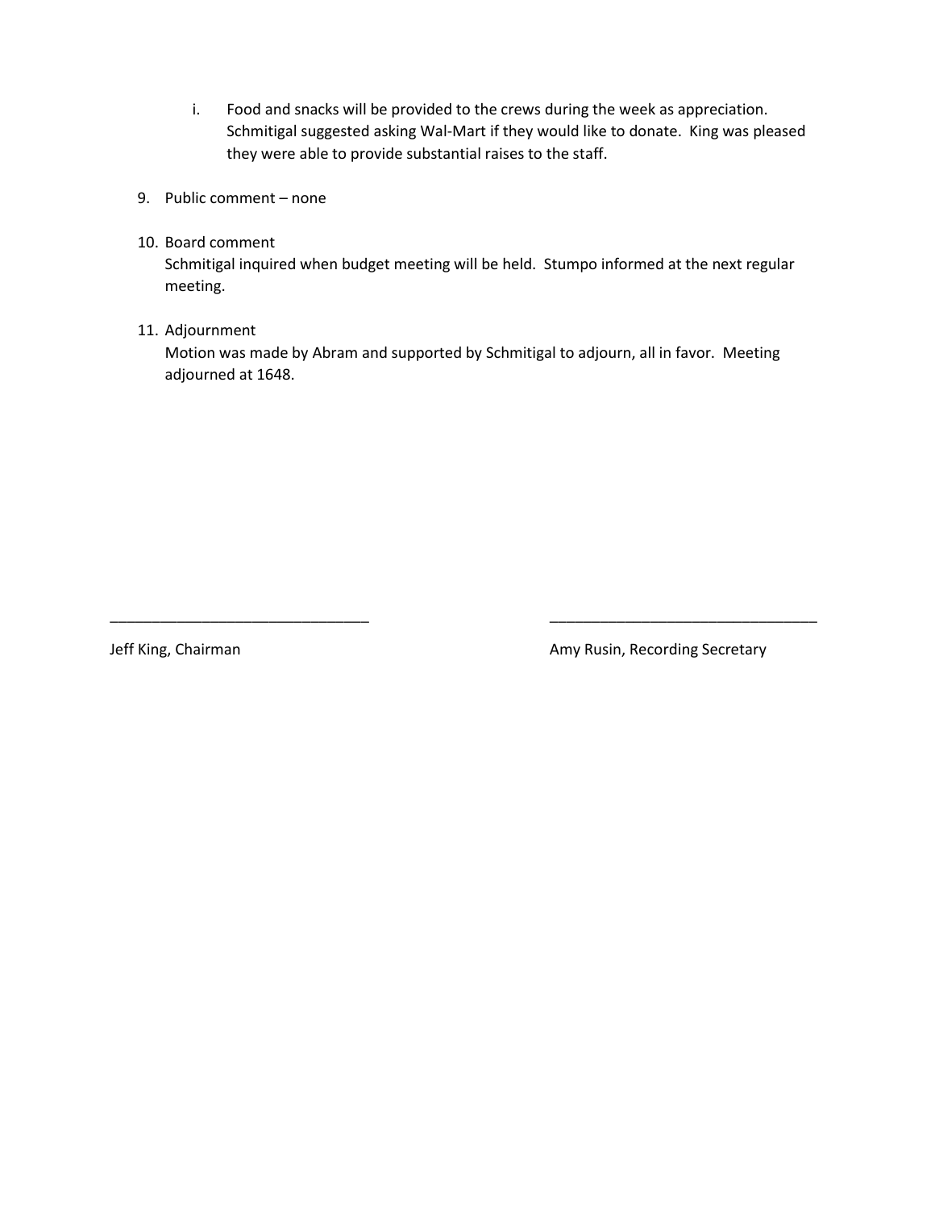i. Food and snacks will be provided to the crews during the week as appreciation. Schmitigal suggested asking Wal-Mart if they would like to donate. King was pleased they were able to provide substantial raises to the staff.

9. Public comment – none

10. Board comment
    Schmitigal inquired when budget meeting will be held. Stumpo informed at the next regular meeting.

11. Adjournment
    Motion was made by Abram and supported by Schmitigal to adjourn, all in favor. Meeting adjourned at 1648.

_______________________________ _______________________________

Jeff King, Chairman Amy Rusin, Recording Secretary